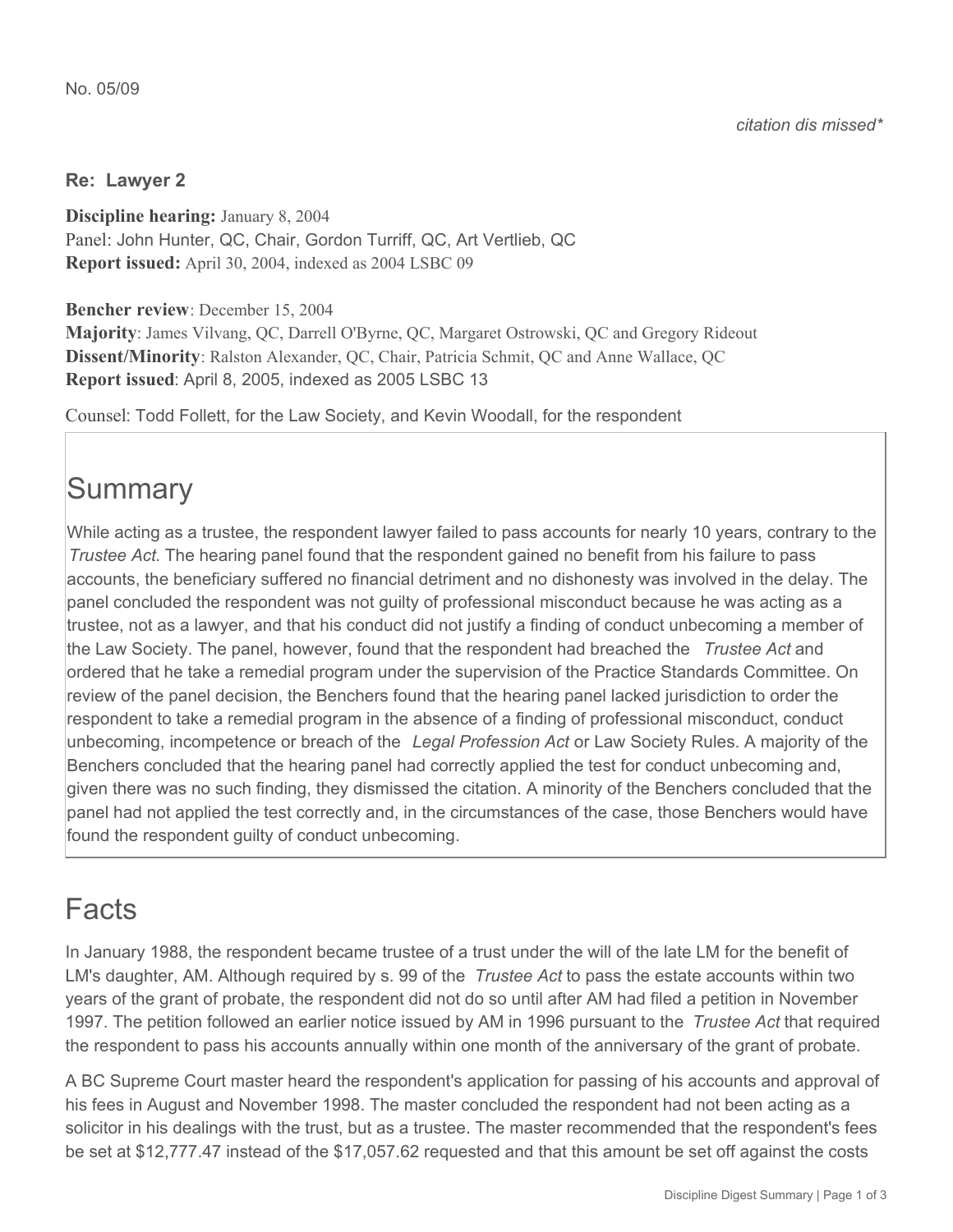No. 05/09

*citation dis missed**

**Re: Lawyer 2**

**Discipline hearing:** January 8, 2004
Panel: John Hunter, QC, Chair, Gordon Turriff, QC, Art Vertlieb, QC
**Report issued:** April 30, 2004, indexed as 2004 LSBC 09

**Bencher review**: December 15, 2004
**Majority**: James Vilvang, QC, Darrell O'Byrne, QC, Margaret Ostrowski, QC and Gregory Rideout
**Dissent/Minority**: Ralston Alexander, QC, Chair, Patricia Schmit, QC and Anne Wallace, QC
**Report issued**: April 8, 2005, indexed as 2005 LSBC 13

Counsel: Todd Follett, for the Law Society, and Kevin Woodall, for the respondent

## Summary

While acting as a trustee, the respondent lawyer failed to pass accounts for nearly 10 years, contrary to the *Trustee Act*. The hearing panel found that the respondent gained no benefit from his failure to pass accounts, the beneficiary suffered no financial detriment and no dishonesty was involved in the delay. The panel concluded the respondent was not guilty of professional misconduct because he was acting as a trustee, not as a lawyer, and that his conduct did not justify a finding of conduct unbecoming a member of the Law Society. The panel, however, found that the respondent had breached the *Trustee Act* and ordered that he take a remedial program under the supervision of the Practice Standards Committee. On review of the panel decision, the Benchers found that the hearing panel lacked jurisdiction to order the respondent to take a remedial program in the absence of a finding of professional misconduct, conduct unbecoming, incompetence or breach of the *Legal Profession Act* or Law Society Rules. A majority of the Benchers concluded that the hearing panel had correctly applied the test for conduct unbecoming and, given there was no such finding, they dismissed the citation. A minority of the Benchers concluded that the panel had not applied the test correctly and, in the circumstances of the case, those Benchers would have found the respondent guilty of conduct unbecoming.

## Facts

In January 1988, the respondent became trustee of a trust under the will of the late LM for the benefit of LM's daughter, AM. Although required by s. 99 of the *Trustee Act* to pass the estate accounts within two years of the grant of probate, the respondent did not do so until after AM had filed a petition in November 1997. The petition followed an earlier notice issued by AM in 1996 pursuant to the *Trustee Act* that required the respondent to pass his accounts annually within one month of the anniversary of the grant of probate.

A BC Supreme Court master heard the respondent's application for passing of his accounts and approval of his fees in August and November 1998. The master concluded the respondent had not been acting as a solicitor in his dealings with the trust, but as a trustee. The master recommended that the respondent's fees be set at $12,777.47 instead of the $17,057.62 requested and that this amount be set off against the costs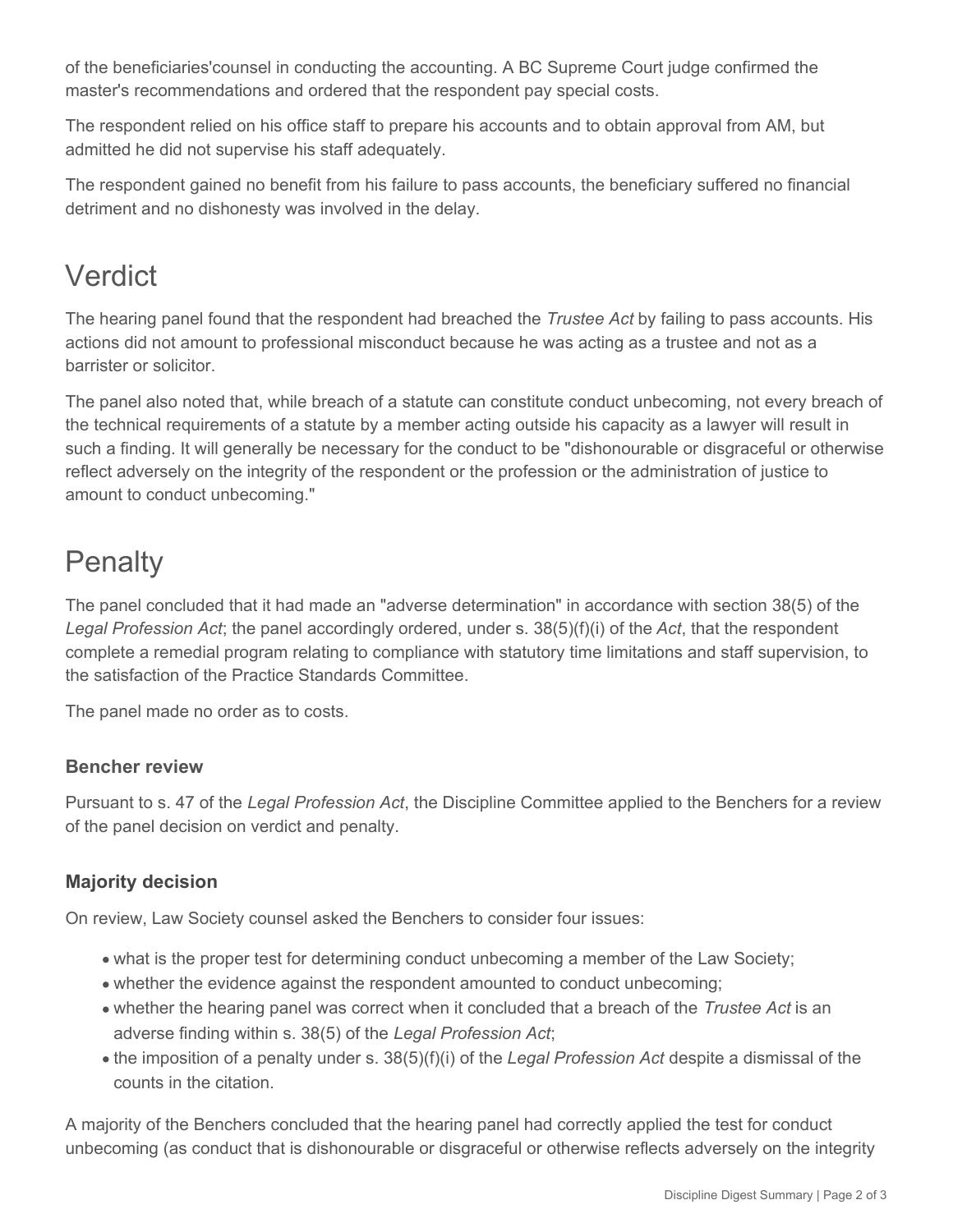of the beneficiaries'counsel in conducting the accounting. A BC Supreme Court judge confirmed the master's recommendations and ordered that the respondent pay special costs.

The respondent relied on his office staff to prepare his accounts and to obtain approval from AM, but admitted he did not supervise his staff adequately.

The respondent gained no benefit from his failure to pass accounts, the beneficiary suffered no financial detriment and no dishonesty was involved in the delay.

# Verdict

The hearing panel found that the respondent had breached the *Trustee Act* by failing to pass accounts. His actions did not amount to professional misconduct because he was acting as a trustee and not as a barrister or solicitor.

The panel also noted that, while breach of a statute can constitute conduct unbecoming, not every breach of the technical requirements of a statute by a member acting outside his capacity as a lawyer will result in such a finding. It will generally be necessary for the conduct to be "dishonourable or disgraceful or otherwise reflect adversely on the integrity of the respondent or the profession or the administration of justice to amount to conduct unbecoming."

# Penalty

The panel concluded that it had made an "adverse determination" in accordance with section 38(5) of the *Legal Profession Act*; the panel accordingly ordered, under s. 38(5)(f)(i) of the *Act*, that the respondent complete a remedial program relating to compliance with statutory time limitations and staff supervision, to the satisfaction of the Practice Standards Committee.

The panel made no order as to costs.

### Bencher review

Pursuant to s. 47 of the *Legal Profession Act*, the Discipline Committee applied to the Benchers for a review of the panel decision on verdict and penalty.

### Majority decision

On review, Law Society counsel asked the Benchers to consider four issues:

- what is the proper test for determining conduct unbecoming a member of the Law Society;
- whether the evidence against the respondent amounted to conduct unbecoming;
- whether the hearing panel was correct when it concluded that a breach of the *Trustee Act* is an adverse finding within s. 38(5) of the *Legal Profession Act*;
- the imposition of a penalty under s. 38(5)(f)(i) of the *Legal Profession Act* despite a dismissal of the counts in the citation.

A majority of the Benchers concluded that the hearing panel had correctly applied the test for conduct unbecoming (as conduct that is dishonourable or disgraceful or otherwise reflects adversely on the integrity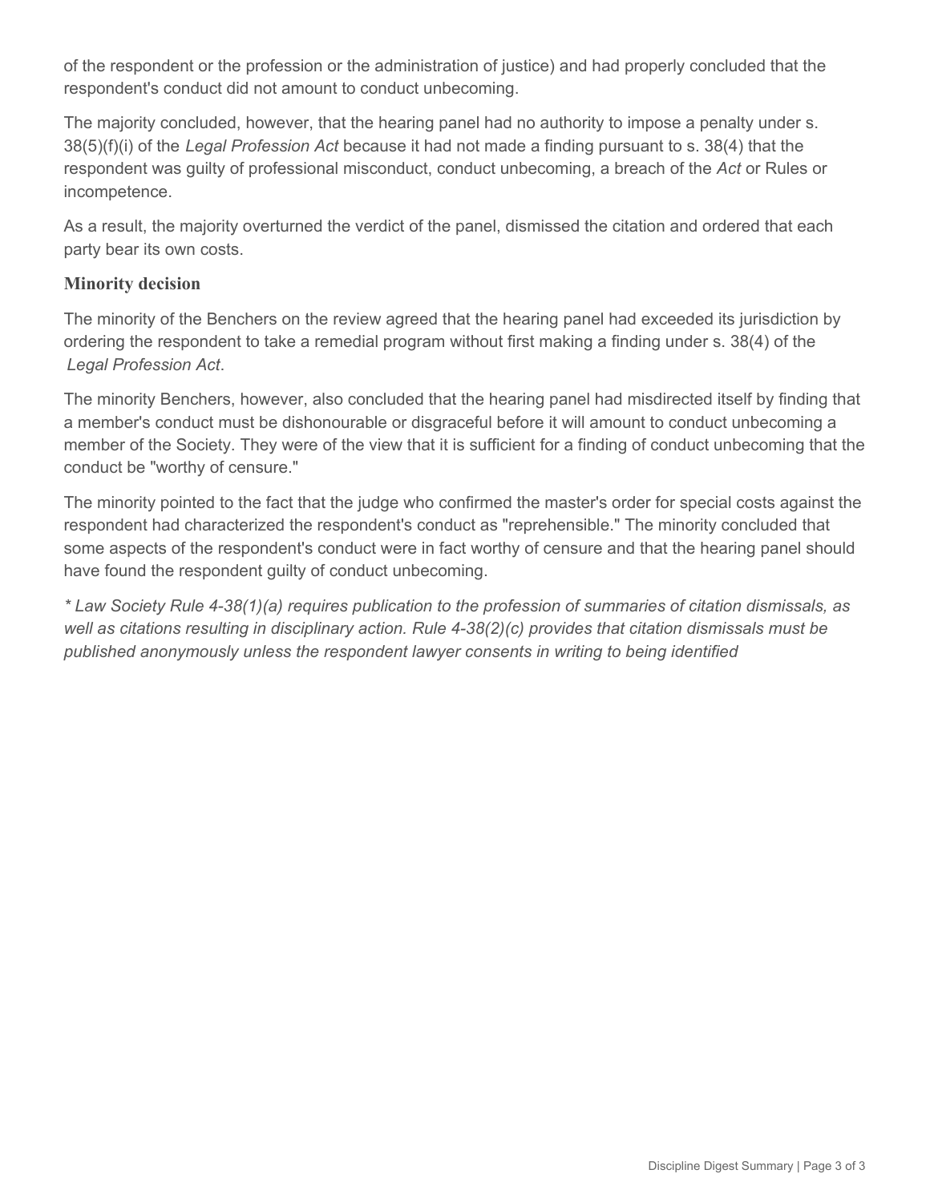of the respondent or the profession or the administration of justice) and had properly concluded that the respondent's conduct did not amount to conduct unbecoming.

The majority concluded, however, that the hearing panel had no authority to impose a penalty under s. 38(5)(f)(i) of the *Legal Profession Act* because it had not made a finding pursuant to s. 38(4) that the respondent was guilty of professional misconduct, conduct unbecoming, a breach of the *Act* or Rules or incompetence.

As a result, the majority overturned the verdict of the panel, dismissed the citation and ordered that each party bear its own costs.

### Minority decision

The minority of the Benchers on the review agreed that the hearing panel had exceeded its jurisdiction by ordering the respondent to take a remedial program without first making a finding under s. 38(4) of the *Legal Profession Act*.

The minority Benchers, however, also concluded that the hearing panel had misdirected itself by finding that a member's conduct must be dishonourable or disgraceful before it will amount to conduct unbecoming a member of the Society. They were of the view that it is sufficient for a finding of conduct unbecoming that the conduct be "worthy of censure."

The minority pointed to the fact that the judge who confirmed the master's order for special costs against the respondent had characterized the respondent's conduct as "reprehensible." The minority concluded that some aspects of the respondent's conduct were in fact worthy of censure and that the hearing panel should have found the respondent guilty of conduct unbecoming.

*\* Law Society Rule 4-38(1)(a) requires publication to the profession of summaries of citation dismissals, as well as citations resulting in disciplinary action. Rule 4-38(2)(c) provides that citation dismissals must be published anonymously unless the respondent lawyer consents in writing to being identified*